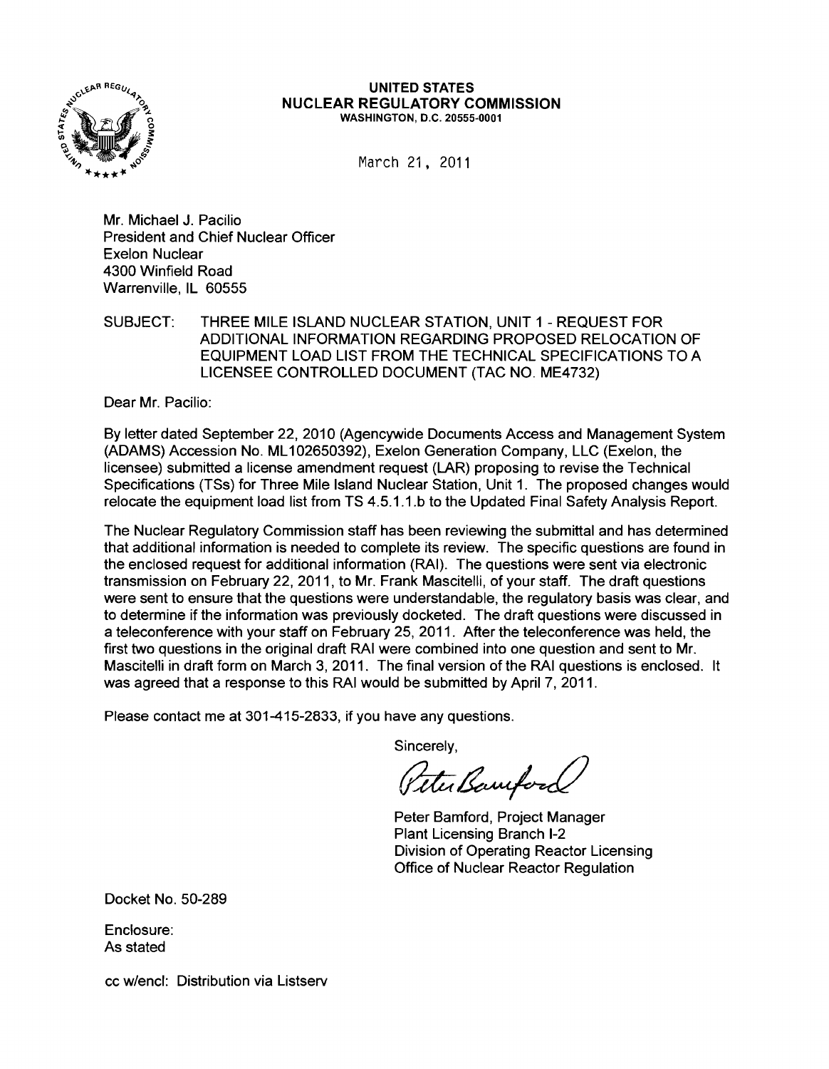**UNITED STATES**
**NUCLEAR REGULATORY COMMISSION**
WASHINGTON, D.C. 20555-0001

March 21, 2011

Mr. Michael J. Pacilio
President and Chief Nuclear Officer
Exelon Nuclear
4300 Winfield Road
Warrenville, IL 60555

SUBJECT: THREE MILE ISLAND NUCLEAR STATION, UNIT 1 - REQUEST FOR ADDITIONAL INFORMATION REGARDING PROPOSED RELOCATION OF EQUIPMENT LOAD LIST FROM THE TECHNICAL SPECIFICATIONS TO A LICENSEE CONTROLLED DOCUMENT (TAC NO. ME4732)

Dear Mr. Pacilio:

By letter dated September 22, 2010 (Agencywide Documents Access and Management System (ADAMS) Accession No. ML102650392), Exelon Generation Company, LLC (Exelon, the licensee) submitted a license amendment request (LAR) proposing to revise the Technical Specifications (TSs) for Three Mile Island Nuclear Station, Unit 1. The proposed changes would relocate the equipment load list from TS 4.5.1.1.b to the Updated Final Safety Analysis Report.

The Nuclear Regulatory Commission staff has been reviewing the submittal and has determined that additional information is needed to complete its review. The specific questions are found in the enclosed request for additional information (RAI). The questions were sent via electronic transmission on February 22, 2011, to Mr. Frank Mascitelli, of your staff. The draft questions were sent to ensure that the questions were understandable, the regulatory basis was clear, and to determine if the information was previously docketed. The draft questions were discussed in a teleconference with your staff on February 25, 2011. After the teleconference was held, the first two questions in the original draft RAI were combined into one question and sent to Mr. Mascitelli in draft form on March 3, 2011. The final version of the RAI questions is enclosed. It was agreed that a response to this RAI would be submitted by April 7, 2011.

Please contact me at 301-415-2833, if you have any questions.

Sincerely,

Peter Bamford

Peter Bamford, Project Manager
Plant Licensing Branch I-2
Division of Operating Reactor Licensing
Office of Nuclear Reactor Regulation

Docket No. 50-289

Enclosure:
As stated

cc w/encl: Distribution via Listserv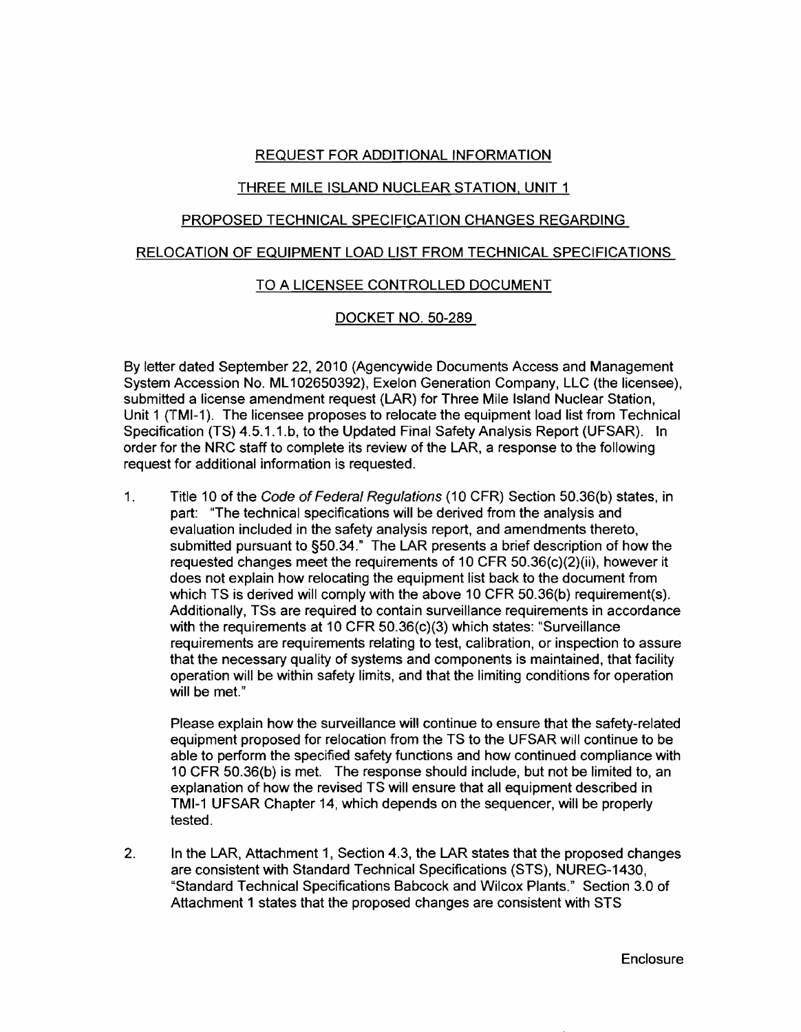REQUEST FOR ADDITIONAL INFORMATION

THREE MILE ISLAND NUCLEAR STATION, UNIT 1

PROPOSED TECHNICAL SPECIFICATION CHANGES REGARDING

RELOCATION OF EQUIPMENT LOAD LIST FROM TECHNICAL SPECIFICATIONS

TO A LICENSEE CONTROLLED DOCUMENT

DOCKET NO. 50-289

By letter dated September 22, 2010 (Agencywide Documents Access and Management System Accession No. ML102650392), Exelon Generation Company, LLC (the licensee), submitted a license amendment request (LAR) for Three Mile Island Nuclear Station, Unit 1 (TMI-1). The licensee proposes to relocate the equipment load list from Technical Specification (TS) 4.5.1.1.b, to the Updated Final Safety Analysis Report (UFSAR). In order for the NRC staff to complete its review of the LAR, a response to the following request for additional information is requested.

1. Title 10 of the *Code of Federal Regulations* (10 CFR) Section 50.36(b) states, in part: "The technical specifications will be derived from the analysis and evaluation included in the safety analysis report, and amendments thereto, submitted pursuant to §50.34." The LAR presents a brief description of how the requested changes meet the requirements of 10 CFR 50.36(c)(2)(ii), however it does not explain how relocating the equipment list back to the document from which TS is derived will comply with the above 10 CFR 50.36(b) requirement(s). Additionally, TSs are required to contain surveillance requirements in accordance with the requirements at 10 CFR 50.36(c)(3) which states: "Surveillance requirements are requirements relating to test, calibration, or inspection to assure that the necessary quality of systems and components is maintained, that facility operation will be within safety limits, and that the limiting conditions for operation will be met."

   Please explain how the surveillance will continue to ensure that the safety-related equipment proposed for relocation from the TS to the UFSAR will continue to be able to perform the specified safety functions and how continued compliance with 10 CFR 50.36(b) is met. The response should include, but not be limited to, an explanation of how the revised TS will ensure that all equipment described in TMI-1 UFSAR Chapter 14, which depends on the sequencer, will be properly tested.

2. In the LAR, Attachment 1, Section 4.3, the LAR states that the proposed changes are consistent with Standard Technical Specifications (STS), NUREG-1430, "Standard Technical Specifications Babcock and Wilcox Plants." Section 3.0 of Attachment 1 states that the proposed changes are consistent with STS

Enclosure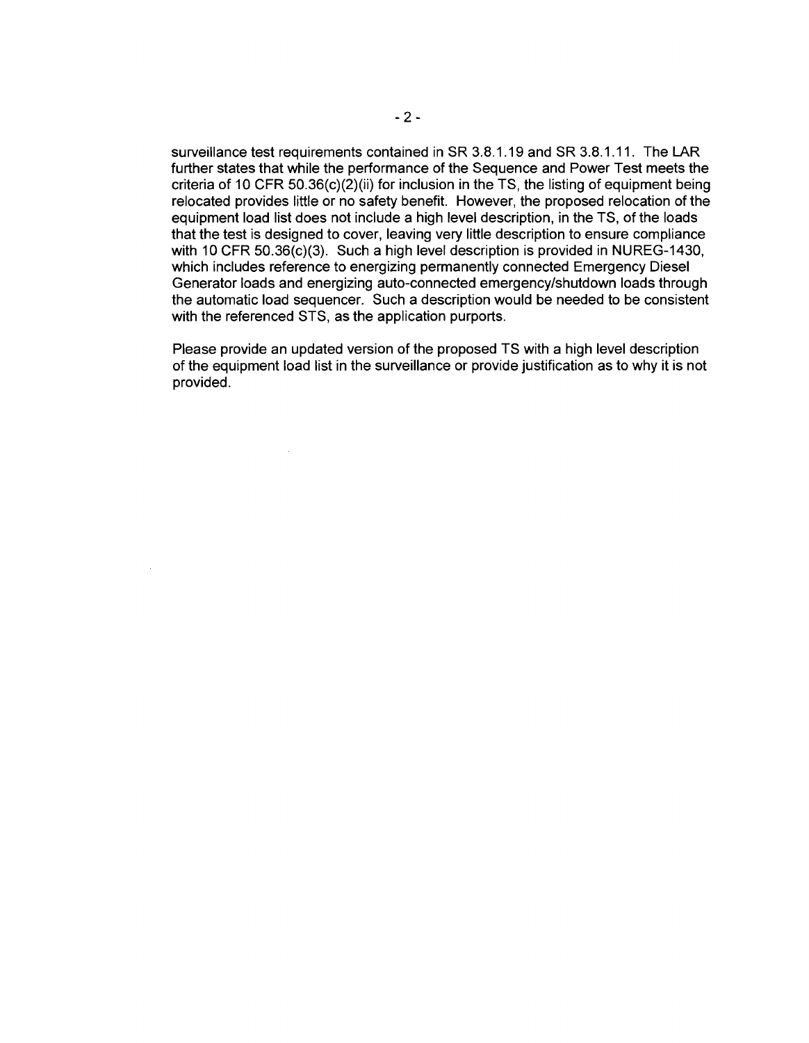surveillance test requirements contained in SR 3.8.1.19 and SR 3.8.1.11. The LAR further states that while the performance of the Sequence and Power Test meets the criteria of 10 CFR 50.36(c)(2)(ii) for inclusion in the TS, the listing of equipment being relocated provides little or no safety benefit. However, the proposed relocation of the equipment load list does not include a high level description, in the TS, of the loads that the test is designed to cover, leaving very little description to ensure compliance with 10 CFR 50.36(c)(3). Such a high level description is provided in NUREG-1430, which includes reference to energizing permanently connected Emergency Diesel Generator loads and energizing auto-connected emergency/shutdown loads through the automatic load sequencer. Such a description would be needed to be consistent with the referenced STS, as the application purports.

Please provide an updated version of the proposed TS with a high level description of the equipment load list in the surveillance or provide justification as to why it is not provided.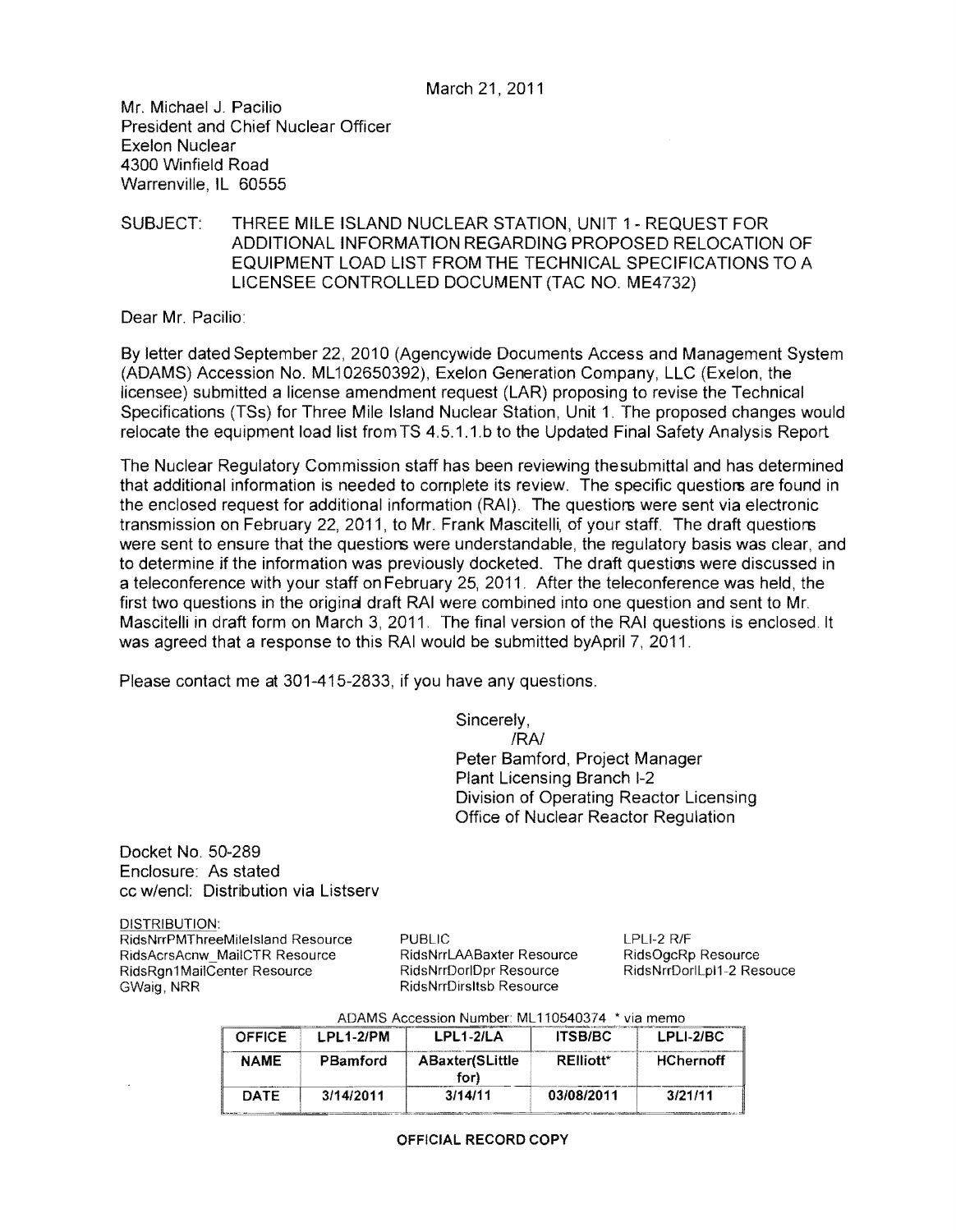March 21, 2011

Mr. Michael J. Pacilio
President and Chief Nuclear Officer
Exelon Nuclear
4300 Winfield Road
Warrenville, IL 60555

SUBJECT: THREE MILE ISLAND NUCLEAR STATION, UNIT 1 - REQUEST FOR ADDITIONAL INFORMATION REGARDING PROPOSED RELOCATION OF EQUIPMENT LOAD LIST FROM THE TECHNICAL SPECIFICATIONS TO A LICENSEE CONTROLLED DOCUMENT (TAC NO. ME4732)

Dear Mr. Pacilio:

By letter dated September 22, 2010 (Agencywide Documents Access and Management System (ADAMS) Accession No. ML102650392), Exelon Generation Company, LLC (Exelon, the licensee) submitted a license amendment request (LAR) proposing to revise the Technical Specifications (TSs) for Three Mile Island Nuclear Station, Unit 1. The proposed changes would relocate the equipment load list from TS 4.5.1.1.b to the Updated Final Safety Analysis Report.

The Nuclear Regulatory Commission staff has been reviewing the submittal and has determined that additional information is needed to complete its review. The specific questions are found in the enclosed request for additional information (RAI). The questions were sent via electronic transmission on February 22, 2011, to Mr. Frank Mascitelli, of your staff. The draft questions were sent to ensure that the questions were understandable, the regulatory basis was clear, and to determine if the information was previously docketed. The draft questions were discussed in a teleconference with your staff on February 25, 2011. After the teleconference was held, the first two questions in the original draft RAI were combined into one question and sent to Mr. Mascitelli in draft form on March 3, 2011. The final version of the RAI questions is enclosed. It was agreed that a response to this RAI would be submitted by April 7, 2011.

Please contact me at 301-415-2833, if you have any questions.

Sincerely,
/RA/
Peter Bamford, Project Manager
Plant Licensing Branch I-2
Division of Operating Reactor Licensing
Office of Nuclear Reactor Regulation

Docket No. 50-289
Enclosure: As stated
cc w/encl: Distribution via Listserv

DISTRIBUTION:
RidsNrrPMThreeMileIsland Resource
RidsAcrsAcnw_MailCTR Resource
RidsRgn1MailCenter Resource
GWaig, NRR
PUBLIC
RidsNrrLAABaxter Resource
RidsNrrDorlDpr Resource
RidsNrrDirsItsb Resource
LPLI-2 R/F
RidsOgcRp Resource
RidsNrrDorlLpl1-2 Resouce

ADAMS Accession Number: ML110540374 * via memo

| OFFICE | LPL1-2/PM | LPL1-2/LA | ITSB/BC | LPLI-2/BC |
|---|---|---|---|---|
| NAME | PBamford | ABaxter(SLittle for) | RElliott* | HChernoff |
| DATE | 3/14/2011 | 3/14/11 | 03/08/2011 | 3/21/11 |

OFFICIAL RECORD COPY